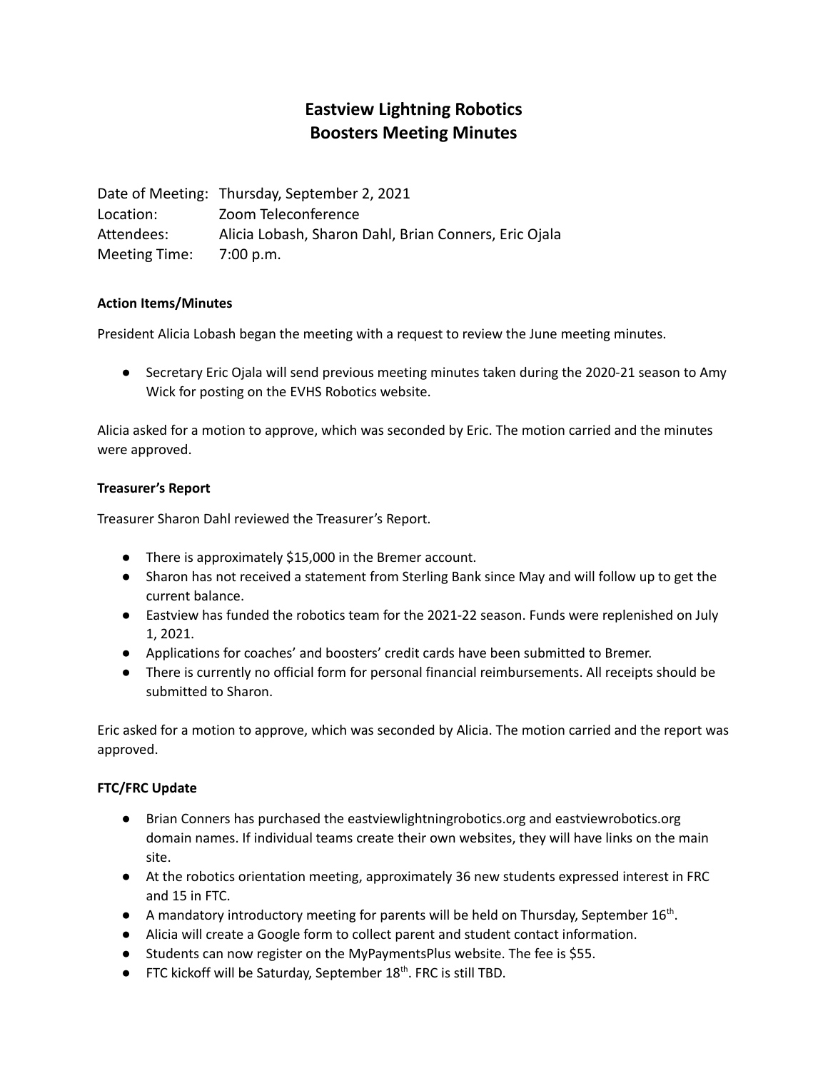# Eastview Lightning Robotics
# Boosters Meeting Minutes

Date of Meeting: Thursday, September 2, 2021
Location: Zoom Teleconference
Attendees: Alicia Lobash, Sharon Dahl, Brian Conners, Eric Ojala
Meeting Time: 7:00 p.m.

**Action Items/Minutes**

President Alicia Lobash began the meeting with a request to review the June meeting minutes.

- Secretary Eric Ojala will send previous meeting minutes taken during the 2020-21 season to Amy Wick for posting on the EVHS Robotics website.

Alicia asked for a motion to approve, which was seconded by Eric. The motion carried and the minutes were approved.

**Treasurer's Report**

Treasurer Sharon Dahl reviewed the Treasurer's Report.

- There is approximately $15,000 in the Bremer account.
- Sharon has not received a statement from Sterling Bank since May and will follow up to get the current balance.
- Eastview has funded the robotics team for the 2021-22 season. Funds were replenished on July 1, 2021.
- Applications for coaches' and boosters' credit cards have been submitted to Bremer.
- There is currently no official form for personal financial reimbursements. All receipts should be submitted to Sharon.

Eric asked for a motion to approve, which was seconded by Alicia. The motion carried and the report was approved.

**FTC/FRC Update**

- Brian Conners has purchased the eastviewlightningrobotics.org and eastviewrobotics.org domain names. If individual teams create their own websites, they will have links on the main site.
- At the robotics orientation meeting, approximately 36 new students expressed interest in FRC and 15 in FTC.
- A mandatory introductory meeting for parents will be held on Thursday, September 16th.
- Alicia will create a Google form to collect parent and student contact information.
- Students can now register on the MyPaymentsPlus website. The fee is $55.
- FTC kickoff will be Saturday, September 18th. FRC is still TBD.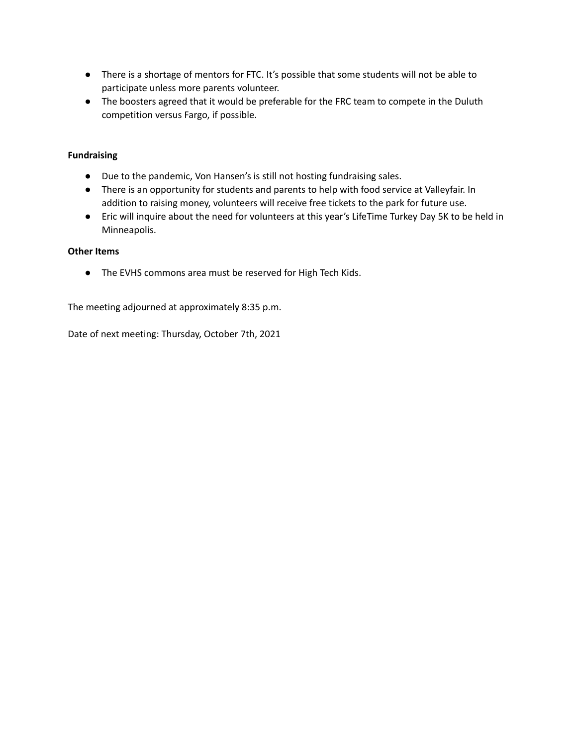- There is a shortage of mentors for FTC. It's possible that some students will not be able to participate unless more parents volunteer.
- The boosters agreed that it would be preferable for the FRC team to compete in the Duluth competition versus Fargo, if possible.

**Fundraising**

- Due to the pandemic, Von Hansen's is still not hosting fundraising sales.
- There is an opportunity for students and parents to help with food service at Valleyfair. In addition to raising money, volunteers will receive free tickets to the park for future use.
- Eric will inquire about the need for volunteers at this year's LifeTime Turkey Day 5K to be held in Minneapolis.

**Other Items**

- The EVHS commons area must be reserved for High Tech Kids.

The meeting adjourned at approximately 8:35 p.m.

Date of next meeting: Thursday, October 7th, 2021